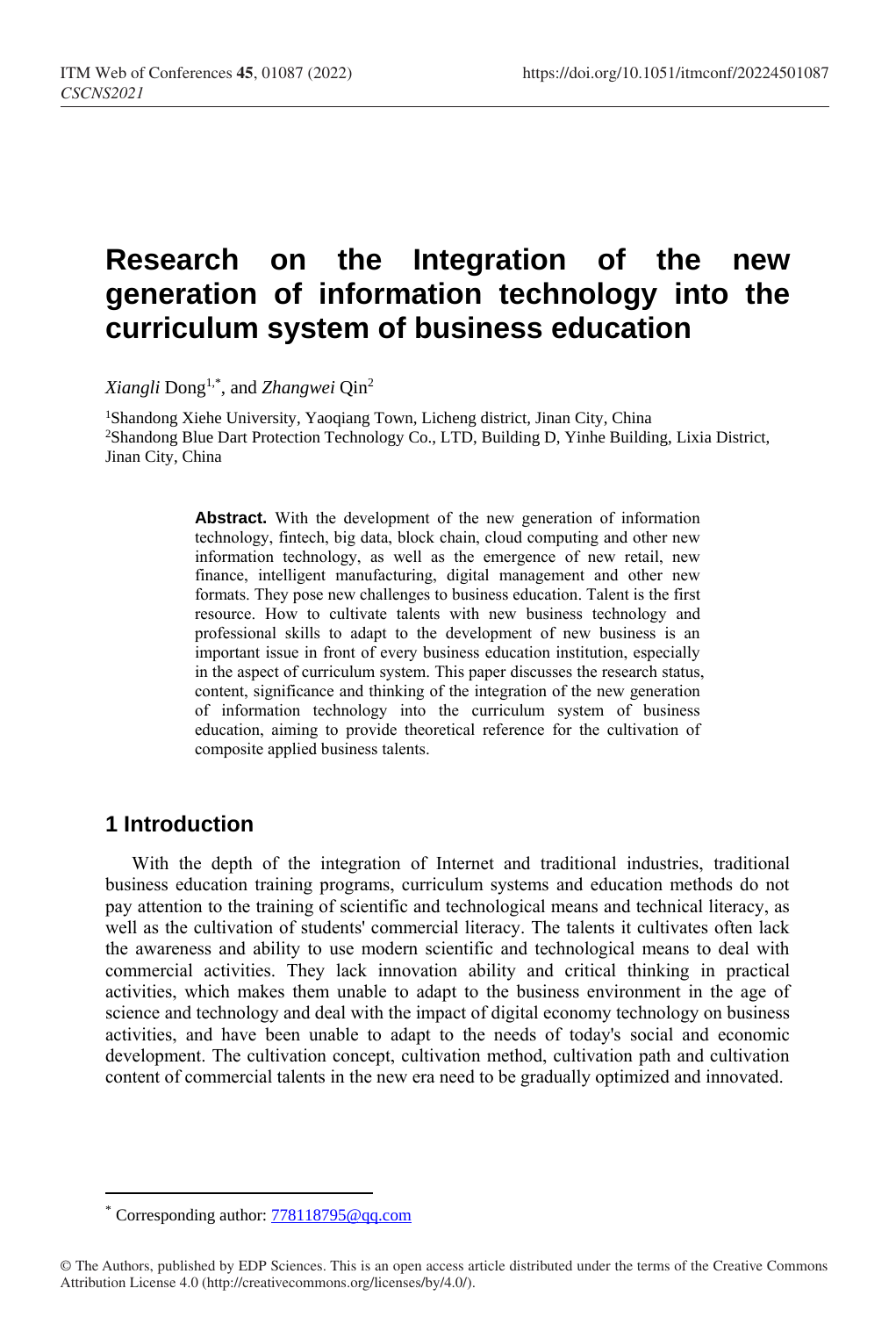# Research on the Integration of the new generation of information technology into the curriculum system of business education

*Xiangli* Dong[1,*], and *Zhangwei* Qin[2]

[1]Shandong Xiehe University, Yaoqiang Town, Licheng district, Jinan City, China
[2]Shandong Blue Dart Protection Technology Co., LTD, Building D, Yinhe Building, Lixia District, Jinan City, China

**Abstract.** With the development of the new generation of information technology, fintech, big data, block chain, cloud computing and other new information technology, as well as the emergence of new retail, new finance, intelligent manufacturing, digital management and other new formats. They pose new challenges to business education. Talent is the first resource. How to cultivate talents with new business technology and professional skills to adapt to the development of new business is an important issue in front of every business education institution, especially in the aspect of curriculum system. This paper discusses the research status, content, significance and thinking of the integration of the new generation of information technology into the curriculum system of business education, aiming to provide theoretical reference for the cultivation of composite applied business talents.

## 1 Introduction

With the depth of the integration of Internet and traditional industries, traditional business education training programs, curriculum systems and education methods do not pay attention to the training of scientific and technological means and technical literacy, as well as the cultivation of students' commercial literacy. The talents it cultivates often lack the awareness and ability to use modern scientific and technological means to deal with commercial activities. They lack innovation ability and critical thinking in practical activities, which makes them unable to adapt to the business environment in the age of science and technology and deal with the impact of digital economy technology on business activities, and have been unable to adapt to the needs of today's social and economic development. The cultivation concept, cultivation method, cultivation path and cultivation content of commercial talents in the new era need to be gradually optimized and innovated.

[*] Corresponding author: 778118795@qq.com

© The Authors, published by EDP Sciences. This is an open access article distributed under the terms of the Creative Commons Attribution License 4.0 (http://creativecommons.org/licenses/by/4.0/).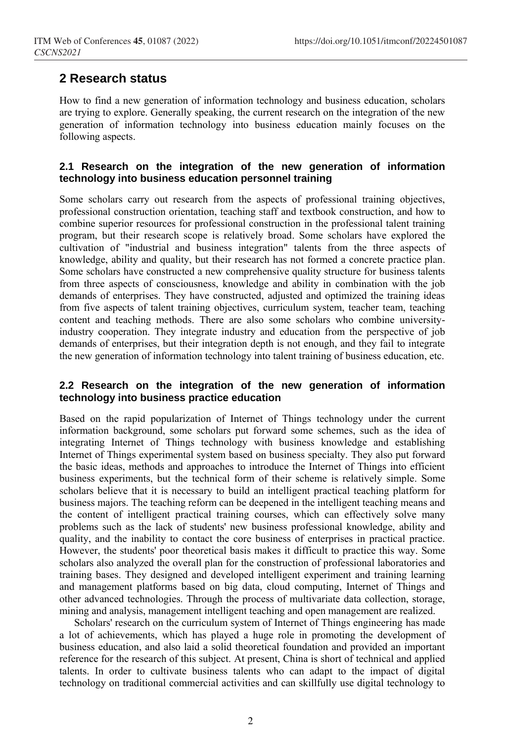## 2 Research status

How to find a new generation of information technology and business education, scholars are trying to explore. Generally speaking, the current research on the integration of the new generation of information technology into business education mainly focuses on the following aspects.

### 2.1 Research on the integration of the new generation of information technology into business education personnel training

Some scholars carry out research from the aspects of professional training objectives, professional construction orientation, teaching staff and textbook construction, and how to combine superior resources for professional construction in the professional talent training program, but their research scope is relatively broad. Some scholars have explored the cultivation of "industrial and business integration" talents from the three aspects of knowledge, ability and quality, but their research has not formed a concrete practice plan. Some scholars have constructed a new comprehensive quality structure for business talents from three aspects of consciousness, knowledge and ability in combination with the job demands of enterprises. They have constructed, adjusted and optimized the training ideas from five aspects of talent training objectives, curriculum system, teacher team, teaching content and teaching methods. There are also some scholars who combine university-industry cooperation. They integrate industry and education from the perspective of job demands of enterprises, but their integration depth is not enough, and they fail to integrate the new generation of information technology into talent training of business education, etc.

### 2.2 Research on the integration of the new generation of information technology into business practice education

Based on the rapid popularization of Internet of Things technology under the current information background, some scholars put forward some schemes, such as the idea of integrating Internet of Things technology with business knowledge and establishing Internet of Things experimental system based on business specialty. They also put forward the basic ideas, methods and approaches to introduce the Internet of Things into efficient business experiments, but the technical form of their scheme is relatively simple. Some scholars believe that it is necessary to build an intelligent practical teaching platform for business majors. The teaching reform can be deepened in the intelligent teaching means and the content of intelligent practical training courses, which can effectively solve many problems such as the lack of students' new business professional knowledge, ability and quality, and the inability to contact the core business of enterprises in practical practice. However, the students' poor theoretical basis makes it difficult to practice this way. Some scholars also analyzed the overall plan for the construction of professional laboratories and training bases. They designed and developed intelligent experiment and training learning and management platforms based on big data, cloud computing, Internet of Things and other advanced technologies. Through the process of multivariate data collection, storage, mining and analysis, management intelligent teaching and open management are realized.

Scholars' research on the curriculum system of Internet of Things engineering has made a lot of achievements, which has played a huge role in promoting the development of business education, and also laid a solid theoretical foundation and provided an important reference for the research of this subject. At present, China is short of technical and applied talents. In order to cultivate business talents who can adapt to the impact of digital technology on traditional commercial activities and can skillfully use digital technology to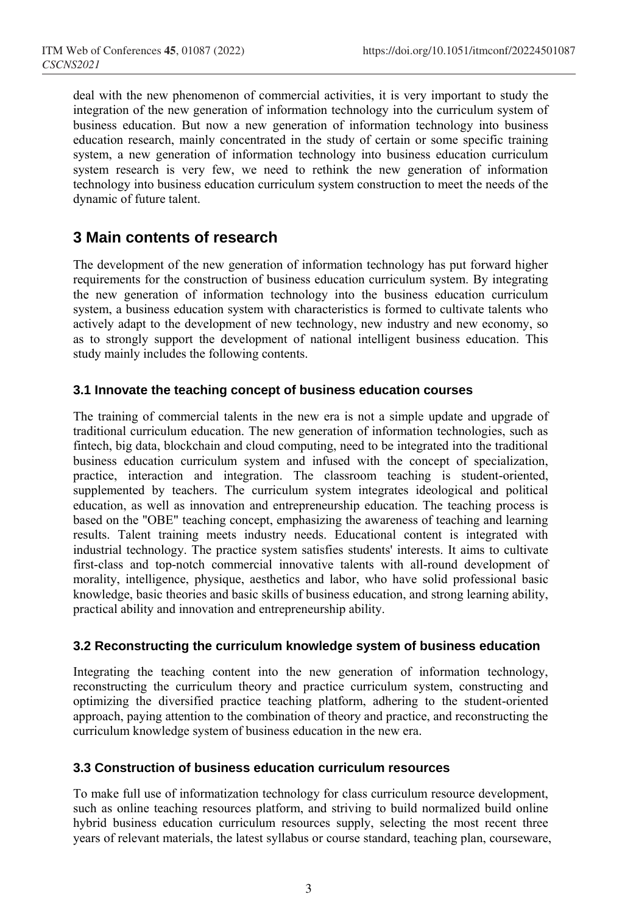deal with the new phenomenon of commercial activities, it is very important to study the integration of the new generation of information technology into the curriculum system of business education. But now a new generation of information technology into business education research, mainly concentrated in the study of certain or some specific training system, a new generation of information technology into business education curriculum system research is very few, we need to rethink the new generation of information technology into business education curriculum system construction to meet the needs of the dynamic of future talent.

## 3 Main contents of research

The development of the new generation of information technology has put forward higher requirements for the construction of business education curriculum system. By integrating the new generation of information technology into the business education curriculum system, a business education system with characteristics is formed to cultivate talents who actively adapt to the development of new technology, new industry and new economy, so as to strongly support the development of national intelligent business education. This study mainly includes the following contents.

### 3.1 Innovate the teaching concept of business education courses

The training of commercial talents in the new era is not a simple update and upgrade of traditional curriculum education. The new generation of information technologies, such as fintech, big data, blockchain and cloud computing, need to be integrated into the traditional business education curriculum system and infused with the concept of specialization, practice, interaction and integration. The classroom teaching is student-oriented, supplemented by teachers. The curriculum system integrates ideological and political education, as well as innovation and entrepreneurship education. The teaching process is based on the "OBE" teaching concept, emphasizing the awareness of teaching and learning results. Talent training meets industry needs. Educational content is integrated with industrial technology. The practice system satisfies students' interests. It aims to cultivate first-class and top-notch commercial innovative talents with all-round development of morality, intelligence, physique, aesthetics and labor, who have solid professional basic knowledge, basic theories and basic skills of business education, and strong learning ability, practical ability and innovation and entrepreneurship ability.

### 3.2 Reconstructing the curriculum knowledge system of business education

Integrating the teaching content into the new generation of information technology, reconstructing the curriculum theory and practice curriculum system, constructing and optimizing the diversified practice teaching platform, adhering to the student-oriented approach, paying attention to the combination of theory and practice, and reconstructing the curriculum knowledge system of business education in the new era.

### 3.3 Construction of business education curriculum resources

To make full use of informatization technology for class curriculum resource development, such as online teaching resources platform, and striving to build normalized build online hybrid business education curriculum resources supply, selecting the most recent three years of relevant materials, the latest syllabus or course standard, teaching plan, courseware,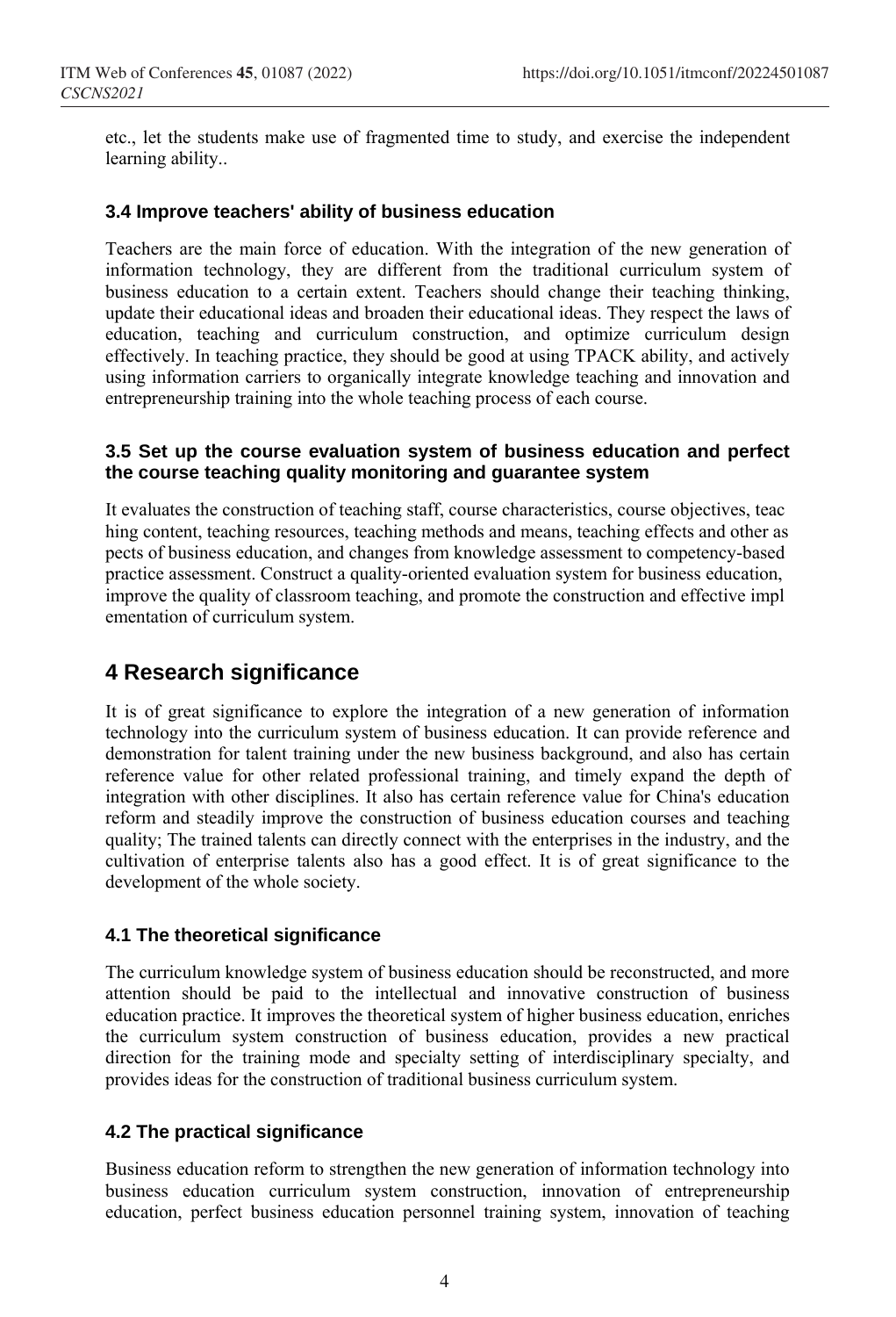etc., let the students make use of fragmented time to study, and exercise the independent learning ability..

### 3.4 Improve teachers' ability of business education

Teachers are the main force of education. With the integration of the new generation of information technology, they are different from the traditional curriculum system of business education to a certain extent. Teachers should change their teaching thinking, update their educational ideas and broaden their educational ideas. They respect the laws of education, teaching and curriculum construction, and optimize curriculum design effectively. In teaching practice, they should be good at using TPACK ability, and actively using information carriers to organically integrate knowledge teaching and innovation and entrepreneurship training into the whole teaching process of each course.

### 3.5 Set up the course evaluation system of business education and perfect the course teaching quality monitoring and guarantee system

It evaluates the construction of teaching staff, course characteristics, course objectives, teaching content, teaching resources, teaching methods and means, teaching effects and other aspects of business education, and changes from knowledge assessment to competency-based practice assessment. Construct a quality-oriented evaluation system for business education, improve the quality of classroom teaching, and promote the construction and effective implementation of curriculum system.

## 4 Research significance

It is of great significance to explore the integration of a new generation of information technology into the curriculum system of business education. It can provide reference and demonstration for talent training under the new business background, and also has certain reference value for other related professional training, and timely expand the depth of integration with other disciplines. It also has certain reference value for China's education reform and steadily improve the construction of business education courses and teaching quality; The trained talents can directly connect with the enterprises in the industry, and the cultivation of enterprise talents also has a good effect. It is of great significance to the development of the whole society.

### 4.1 The theoretical significance

The curriculum knowledge system of business education should be reconstructed, and more attention should be paid to the intellectual and innovative construction of business education practice. It improves the theoretical system of higher business education, enriches the curriculum system construction of business education, provides a new practical direction for the training mode and specialty setting of interdisciplinary specialty, and provides ideas for the construction of traditional business curriculum system.

### 4.2 The practical significance

Business education reform to strengthen the new generation of information technology into business education curriculum system construction, innovation of entrepreneurship education, perfect business education personnel training system, innovation of teaching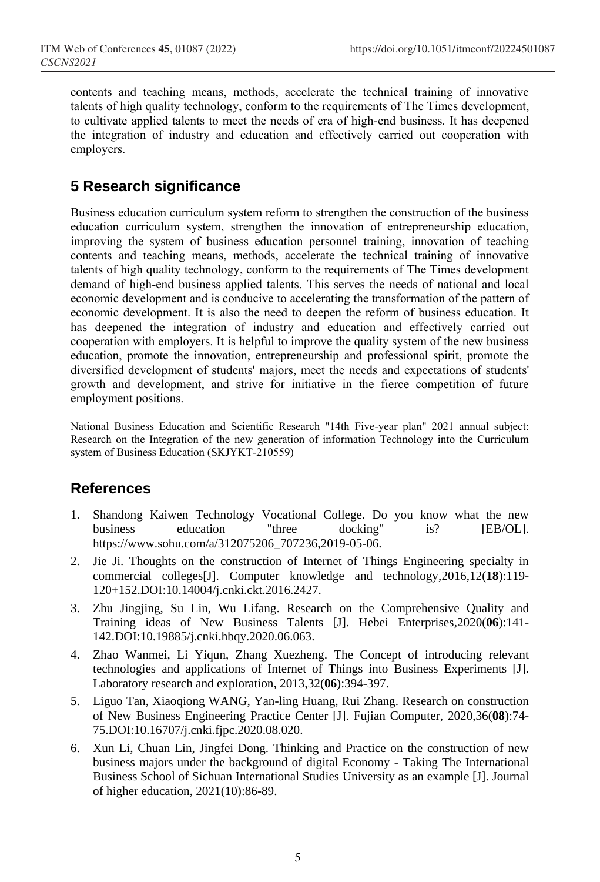contents and teaching means, methods, accelerate the technical training of innovative talents of high quality technology, conform to the requirements of The Times development, to cultivate applied talents to meet the needs of era of high-end business. It has deepened the integration of industry and education and effectively carried out cooperation with employers.

## 5 Research significance

Business education curriculum system reform to strengthen the construction of the business education curriculum system, strengthen the innovation of entrepreneurship education, improving the system of business education personnel training, innovation of teaching contents and teaching means, methods, accelerate the technical training of innovative talents of high quality technology, conform to the requirements of The Times development demand of high-end business applied talents. This serves the needs of national and local economic development and is conducive to accelerating the transformation of the pattern of economic development. It is also the need to deepen the reform of business education. It has deepened the integration of industry and education and effectively carried out cooperation with employers. It is helpful to improve the quality system of the new business education, promote the innovation, entrepreneurship and professional spirit, promote the diversified development of students' majors, meet the needs and expectations of students' growth and development, and strive for initiative in the fierce competition of future employment positions.

National Business Education and Scientific Research "14th Five-year plan" 2021 annual subject: Research on the Integration of the new generation of information Technology into the Curriculum system of Business Education (SKJYKT-210559)

## References

1. Shandong Kaiwen Technology Vocational College. Do you know what the new business education "three docking" is? [EB/OL]. https://www.sohu.com/a/312075206_707236,2019-05-06.
2. Jie Ji. Thoughts on the construction of Internet of Things Engineering specialty in commercial colleges[J]. Computer knowledge and technology,2016,12(**18**):119-120+152.DOI:10.14004/j.cnki.ckt.2016.2427.
3. Zhu Jingjing, Su Lin, Wu Lifang. Research on the Comprehensive Quality and Training ideas of New Business Talents [J]. Hebei Enterprises,2020(**06**):141-142.DOI:10.19885/j.cnki.hbqy.2020.06.063.
4. Zhao Wanmei, Li Yiqun, Zhang Xuezheng. The Concept of introducing relevant technologies and applications of Internet of Things into Business Experiments [J]. Laboratory research and exploration, 2013,32(**06**):394-397.
5. Liguo Tan, Xiaoqiong WANG, Yan-ling Huang, Rui Zhang. Research on construction of New Business Engineering Practice Center [J]. Fujian Computer, 2020,36(**08**):74-75.DOI:10.16707/j.cnki.fjpc.2020.08.020.
6. Xun Li, Chuan Lin, Jingfei Dong. Thinking and Practice on the construction of new business majors under the background of digital Economy - Taking The International Business School of Sichuan International Studies University as an example [J]. Journal of higher education, 2021(10):86-89.